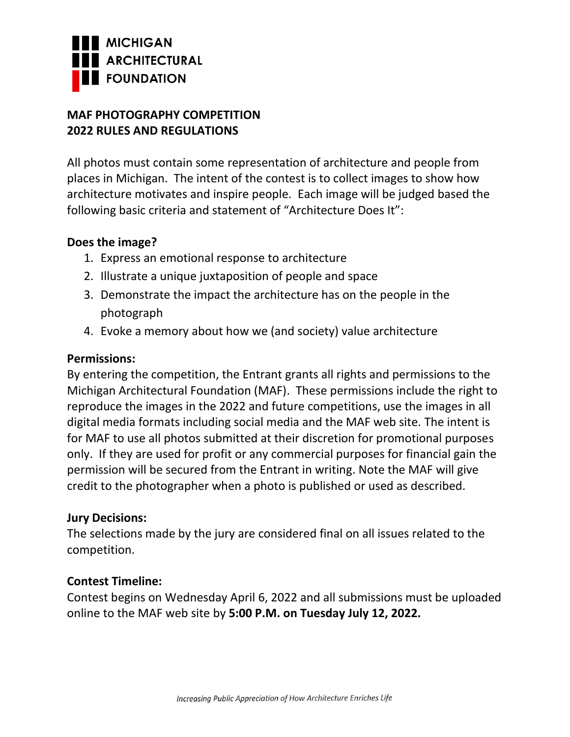MICHIGAN
ARCHITECTURAL
FOUNDATION

## MAF PHOTOGRAPHY COMPETITION
## 2022 RULES AND REGULATIONS

All photos must contain some representation of architecture and people from places in Michigan. The intent of the contest is to collect images to show how architecture motivates and inspire people. Each image will be judged based the following basic criteria and statement of "Architecture Does It":

### Does the image?

1. Express an emotional response to architecture
2. Illustrate a unique juxtaposition of people and space
3. Demonstrate the impact the architecture has on the people in the photograph
4. Evoke a memory about how we (and society) value architecture

### Permissions:

By entering the competition, the Entrant grants all rights and permissions to the Michigan Architectural Foundation (MAF). These permissions include the right to reproduce the images in the 2022 and future competitions, use the images in all digital media formats including social media and the MAF web site. The intent is for MAF to use all photos submitted at their discretion for promotional purposes only. If they are used for profit or any commercial purposes for financial gain the permission will be secured from the Entrant in writing. Note the MAF will give credit to the photographer when a photo is published or used as described.

### Jury Decisions:

The selections made by the jury are considered final on all issues related to the competition.

### Contest Timeline:

Contest begins on Wednesday April 6, 2022 and all submissions must be uploaded online to the MAF web site by **5:00 P.M. on Tuesday July 12, 2022.**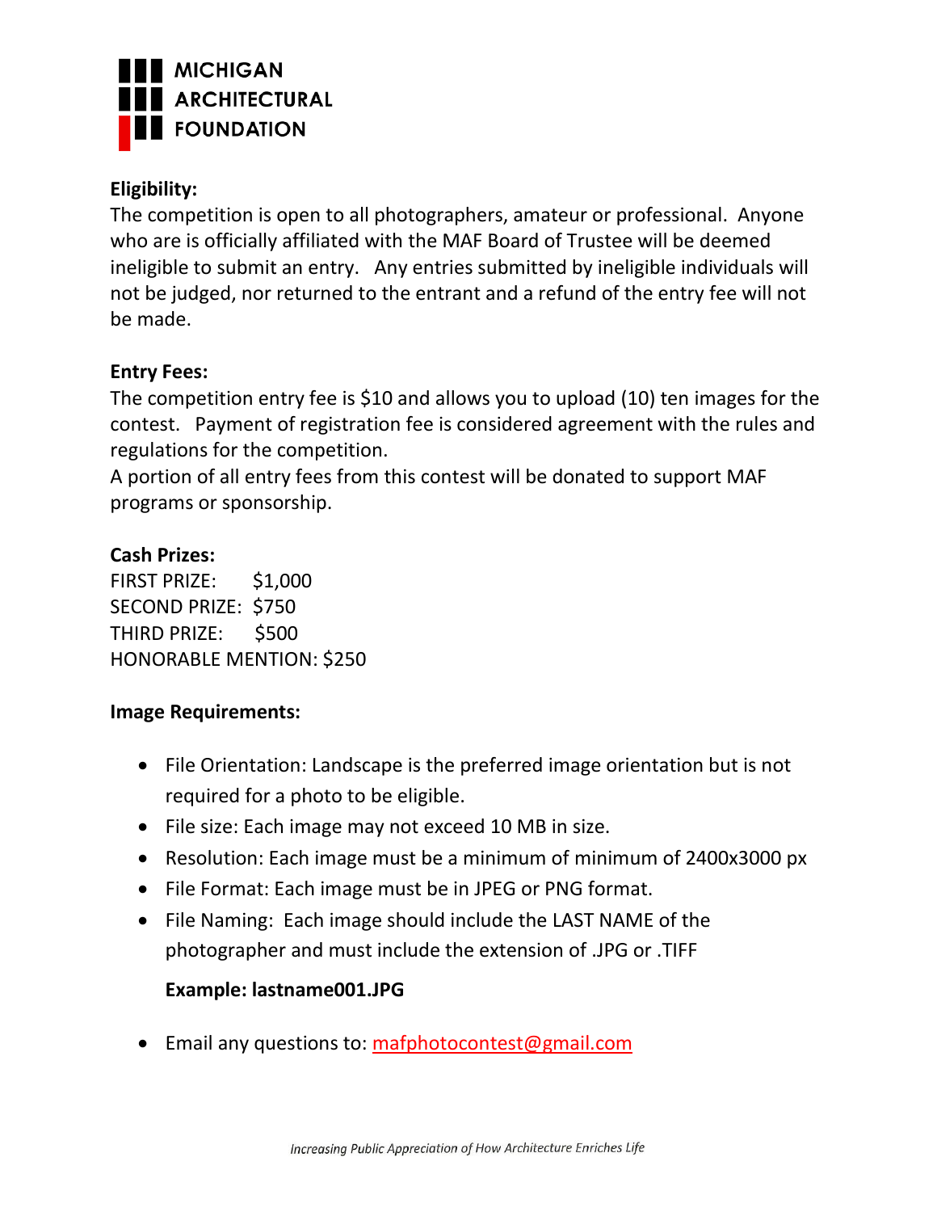MICHIGAN
ARCHITECTURAL
FOUNDATION

**Eligibility:**
The competition is open to all photographers, amateur or professional. Anyone who are is officially affiliated with the MAF Board of Trustee will be deemed ineligible to submit an entry. Any entries submitted by ineligible individuals will not be judged, nor returned to the entrant and a refund of the entry fee will not be made.

**Entry Fees:**
The competition entry fee is $10 and allows you to upload (10) ten images for the contest. Payment of registration fee is considered agreement with the rules and regulations for the competition.
A portion of all entry fees from this contest will be donated to support MAF programs or sponsorship.

**Cash Prizes:**
FIRST PRIZE: $1,000
SECOND PRIZE: $750
THIRD PRIZE: $500
HONORABLE MENTION: $250

**Image Requirements:**

- File Orientation: Landscape is the preferred image orientation but is not required for a photo to be eligible.
- File size: Each image may not exceed 10 MB in size.
- Resolution: Each image must be a minimum of minimum of 2400x3000 px
- File Format: Each image must be in JPEG or PNG format.
- File Naming: Each image should include the LAST NAME of the photographer and must include the extension of .JPG or .TIFF

  **Example: lastname001.JPG**

- Email any questions to: mafphotocontest@gmail.com

*Increasing Public Appreciation of How Architecture Enriches Life*